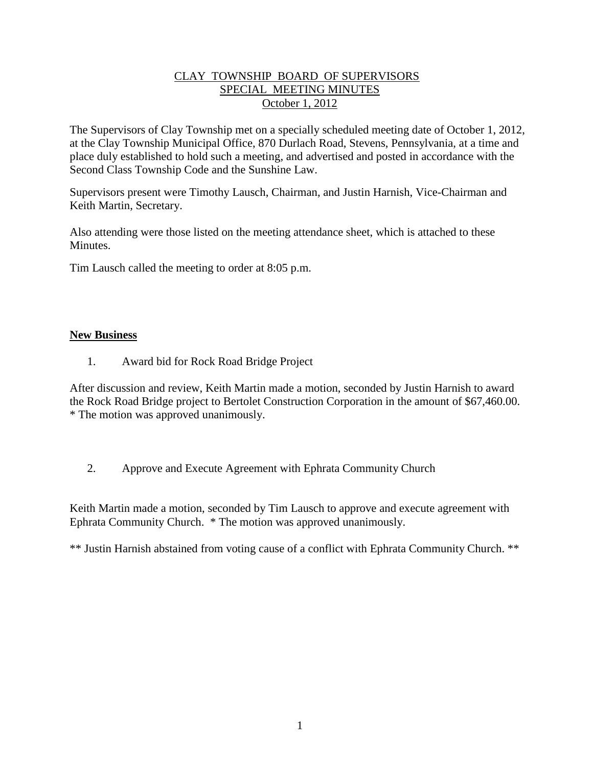# CLAY TOWNSHIP BOARD OF SUPERVISORS
## SPECIAL MEETING MINUTES
### October 1, 2012

The Supervisors of Clay Township met on a specially scheduled meeting date of October 1, 2012, at the Clay Township Municipal Office, 870 Durlach Road, Stevens, Pennsylvania, at a time and place duly established to hold such a meeting, and advertised and posted in accordance with the Second Class Township Code and the Sunshine Law.

Supervisors present were Timothy Lausch, Chairman, and Justin Harnish, Vice-Chairman and Keith Martin, Secretary.

Also attending were those listed on the meeting attendance sheet, which is attached to these Minutes.

Tim Lausch called the meeting to order at 8:05 p.m.

**New Business**

1. Award bid for Rock Road Bridge Project

After discussion and review, Keith Martin made a motion, seconded by Justin Harnish to award the Rock Road Bridge project to Bertolet Construction Corporation in the amount of $67,460.00. * The motion was approved unanimously.

2. Approve and Execute Agreement with Ephrata Community Church

Keith Martin made a motion, seconded by Tim Lausch to approve and execute agreement with Ephrata Community Church. * The motion was approved unanimously.

** Justin Harnish abstained from voting cause of a conflict with Ephrata Community Church. **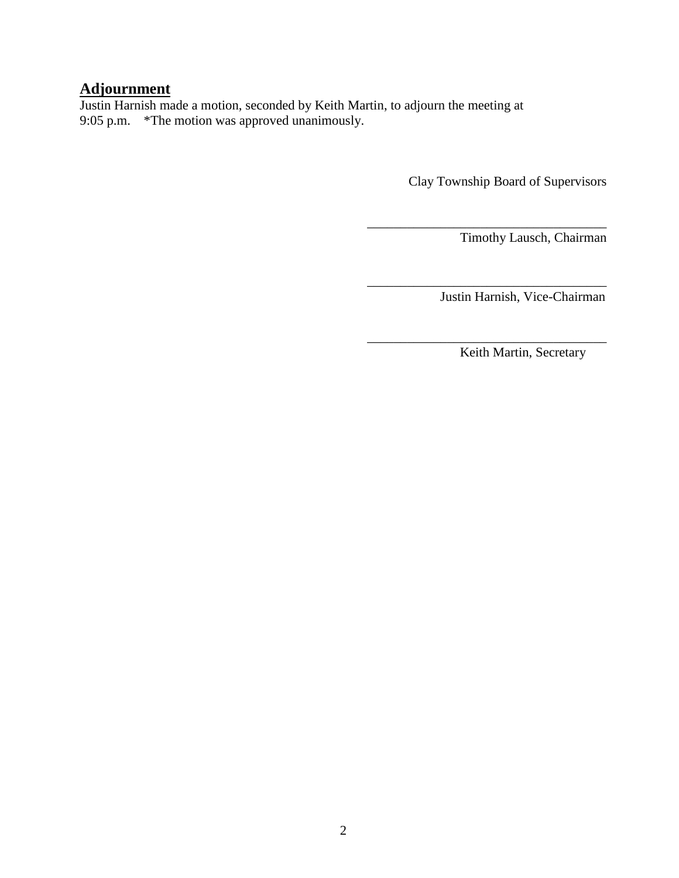## Adjournment

Justin Harnish made a motion, seconded by Keith Martin, to adjourn the meeting at 9:05 p.m. *The motion was approved unanimously.

Clay Township Board of Supervisors

\_\_\_\_\_\_\_\_\_\_\_\_\_\_\_\_\_\_\_\_\_\_\_\_\_\_\_\_\_\_\_\_\_\_\_\_\_

Timothy Lausch, Chairman

\_\_\_\_\_\_\_\_\_\_\_\_\_\_\_\_\_\_\_\_\_\_\_\_\_\_\_\_\_\_\_\_\_\_\_\_\_

Justin Harnish, Vice-Chairman

\_\_\_\_\_\_\_\_\_\_\_\_\_\_\_\_\_\_\_\_\_\_\_\_\_\_\_\_\_\_\_\_\_\_\_\_\_

Keith Martin, Secretary